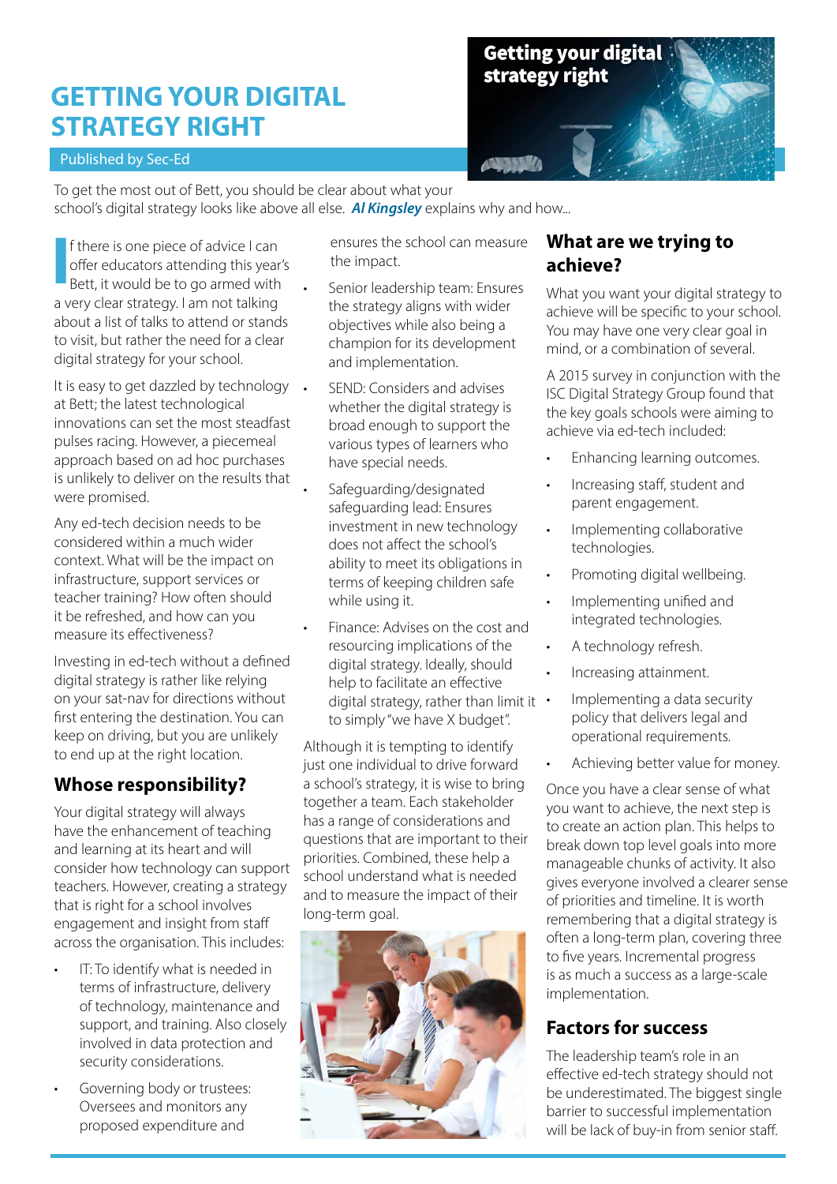# GETTING YOUR DIGITAL STRATEGY RIGHT

Published by Sec-Ed

To get the most out of Bett, you should be clear about what your school's digital strategy looks like above all else. ***Al Kingsley*** explains why and how...

If there is one piece of advice I can offer educators attending this year's Bett, it would be to go armed with a very clear strategy. I am not talking about a list of talks to attend or stands to visit, but rather the need for a clear digital strategy for your school.

It is easy to get dazzled by technology at Bett; the latest technological innovations can set the most steadfast pulses racing. However, a piecemeal approach based on ad hoc purchases is unlikely to deliver on the results that were promised.

Any ed-tech decision needs to be considered within a much wider context. What will be the impact on infrastructure, support services or teacher training? How often should it be refreshed, and how can you measure its effectiveness?

Investing in ed-tech without a defined digital strategy is rather like relying on your sat-nav for directions without first entering the destination. You can keep on driving, but you are unlikely to end up at the right location.

## Whose responsibility?

Your digital strategy will always have the enhancement of teaching and learning at its heart and will consider how technology can support teachers. However, creating a strategy that is right for a school involves engagement and insight from staff across the organisation. This includes:

- IT: To identify what is needed in terms of infrastructure, delivery of technology, maintenance and support, and training. Also closely involved in data protection and security considerations.
- Governing body or trustees: Oversees and monitors any proposed expenditure and ensures the school can measure the impact.
- Senior leadership team: Ensures the strategy aligns with wider objectives while also being a champion for its development and implementation.
- SEND: Considers and advises whether the digital strategy is broad enough to support the various types of learners who have special needs.
- Safeguarding/designated safeguarding lead: Ensures investment in new technology does not affect the school's ability to meet its obligations in terms of keeping children safe while using it.
- Finance: Advises on the cost and resourcing implications of the digital strategy. Ideally, should help to facilitate an effective digital strategy, rather than limit it to simply "we have X budget".

Although it is tempting to identify just one individual to drive forward a school's strategy, it is wise to bring together a team. Each stakeholder has a range of considerations and questions that are important to their priorities. Combined, these help a school understand what is needed and to measure the impact of their long-term goal.

## What are we trying to achieve?

What you want your digital strategy to achieve will be specific to your school. You may have one very clear goal in mind, or a combination of several.

A 2015 survey in conjunction with the ISC Digital Strategy Group found that the key goals schools were aiming to achieve via ed-tech included:

- Enhancing learning outcomes.
- Increasing staff, student and parent engagement.
- Implementing collaborative technologies.
- Promoting digital wellbeing.
- Implementing unified and integrated technologies.
- A technology refresh.
- Increasing attainment.
- Implementing a data security policy that delivers legal and operational requirements.
- Achieving better value for money.

Once you have a clear sense of what you want to achieve, the next step is to create an action plan. This helps to break down top level goals into more manageable chunks of activity. It also gives everyone involved a clearer sense of priorities and timeline. It is worth remembering that a digital strategy is often a long-term plan, covering three to five years. Incremental progress is as much a success as a large-scale implementation.

## Factors for success

The leadership team's role in an effective ed-tech strategy should not be underestimated. The biggest single barrier to successful implementation will be lack of buy-in from senior staff.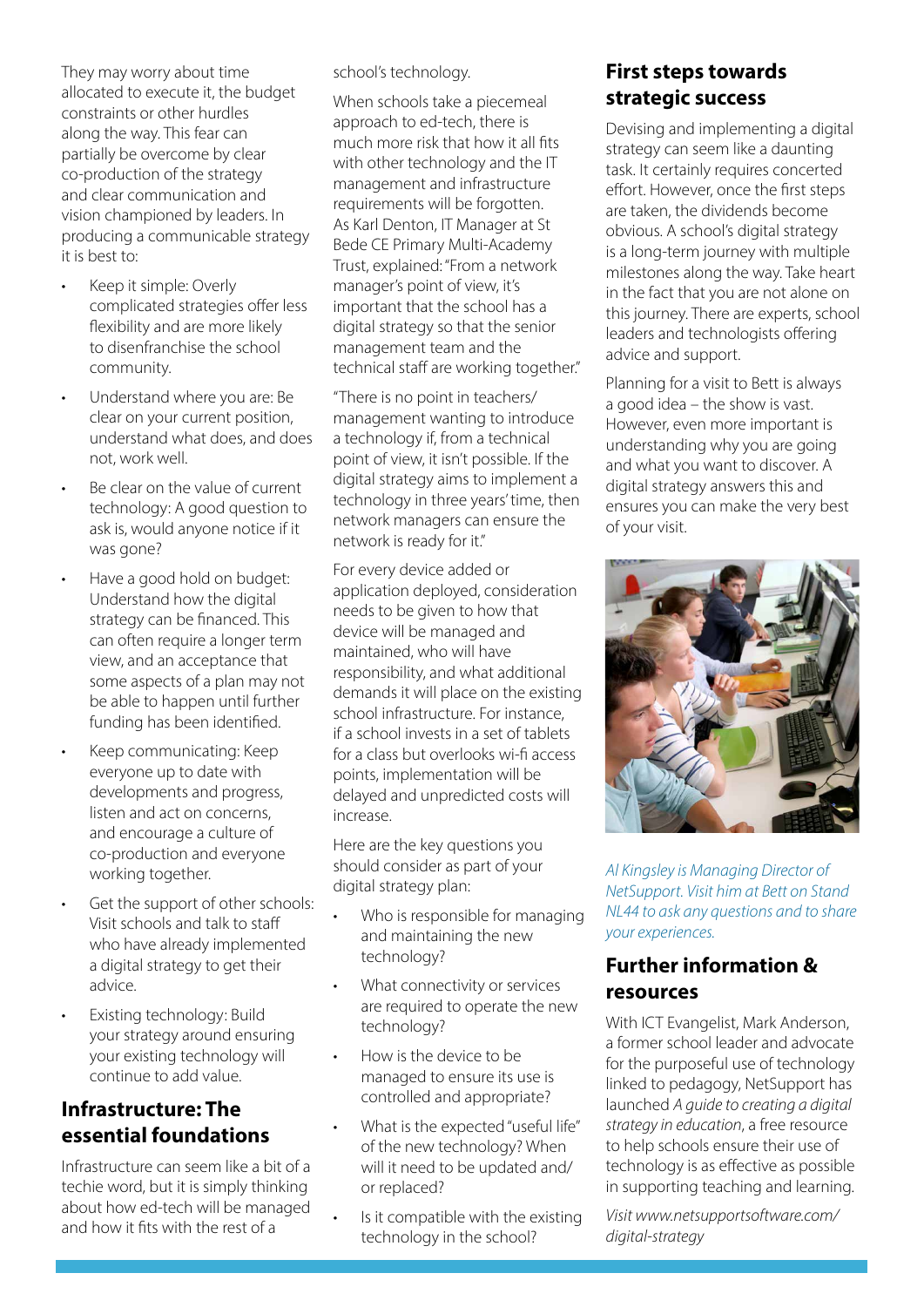They may worry about time allocated to execute it, the budget constraints or other hurdles along the way. This fear can partially be overcome by clear co-production of the strategy and clear communication and vision championed by leaders. In producing a communicable strategy it is best to:

- Keep it simple: Overly complicated strategies offer less flexibility and are more likely to disenfranchise the school community.
- Understand where you are: Be clear on your current position, understand what does, and does not, work well.
- Be clear on the value of current technology: A good question to ask is, would anyone notice if it was gone?
- Have a good hold on budget: Understand how the digital strategy can be financed. This can often require a longer term view, and an acceptance that some aspects of a plan may not be able to happen until further funding has been identified.
- Keep communicating: Keep everyone up to date with developments and progress, listen and act on concerns, and encourage a culture of co-production and everyone working together.
- Get the support of other schools: Visit schools and talk to staff who have already implemented a digital strategy to get their advice.
- Existing technology: Build your strategy around ensuring your existing technology will continue to add value.

## Infrastructure: The essential foundations

Infrastructure can seem like a bit of a techie word, but it is simply thinking about how ed-tech will be managed and how it fits with the rest of a school's technology.

When schools take a piecemeal approach to ed-tech, there is much more risk that how it all fits with other technology and the IT management and infrastructure requirements will be forgotten. As Karl Denton, IT Manager at St Bede CE Primary Multi-Academy Trust, explained: "From a network manager's point of view, it's important that the school has a digital strategy so that the senior management team and the technical staff are working together."

"There is no point in teachers/management wanting to introduce a technology if, from a technical point of view, it isn't possible. If the digital strategy aims to implement a technology in three years' time, then network managers can ensure the network is ready for it."

For every device added or application deployed, consideration needs to be given to how that device will be managed and maintained, who will have responsibility, and what additional demands it will place on the existing school infrastructure. For instance, if a school invests in a set of tablets for a class but overlooks wi-fi access points, implementation will be delayed and unpredicted costs will increase.

Here are the key questions you should consider as part of your digital strategy plan:

- Who is responsible for managing and maintaining the new technology?
- What connectivity or services are required to operate the new technology?
- How is the device to be managed to ensure its use is controlled and appropriate?
- What is the expected "useful life" of the new technology? When will it need to be updated and/or replaced?
- Is it compatible with the existing technology in the school?

## First steps towards strategic success

Devising and implementing a digital strategy can seem like a daunting task. It certainly requires concerted effort. However, once the first steps are taken, the dividends become obvious. A school's digital strategy is a long-term journey with multiple milestones along the way. Take heart in the fact that you are not alone on this journey. There are experts, school leaders and technologists offering advice and support.

Planning for a visit to Bett is always a good idea – the show is vast. However, even more important is understanding why you are going and what you want to discover. A digital strategy answers this and ensures you can make the very best of your visit.

*Al Kingsley is Managing Director of NetSupport. Visit him at Bett on Stand NL44 to ask any questions and to share your experiences.*

## Further information & resources

With ICT Evangelist, Mark Anderson, a former school leader and advocate for the purposeful use of technology linked to pedagogy, NetSupport has launched *A guide to creating a digital strategy in education*, a free resource to help schools ensure their use of technology is as effective as possible in supporting teaching and learning.

*Visit www.netsupportsoftware.com/digital-strategy*